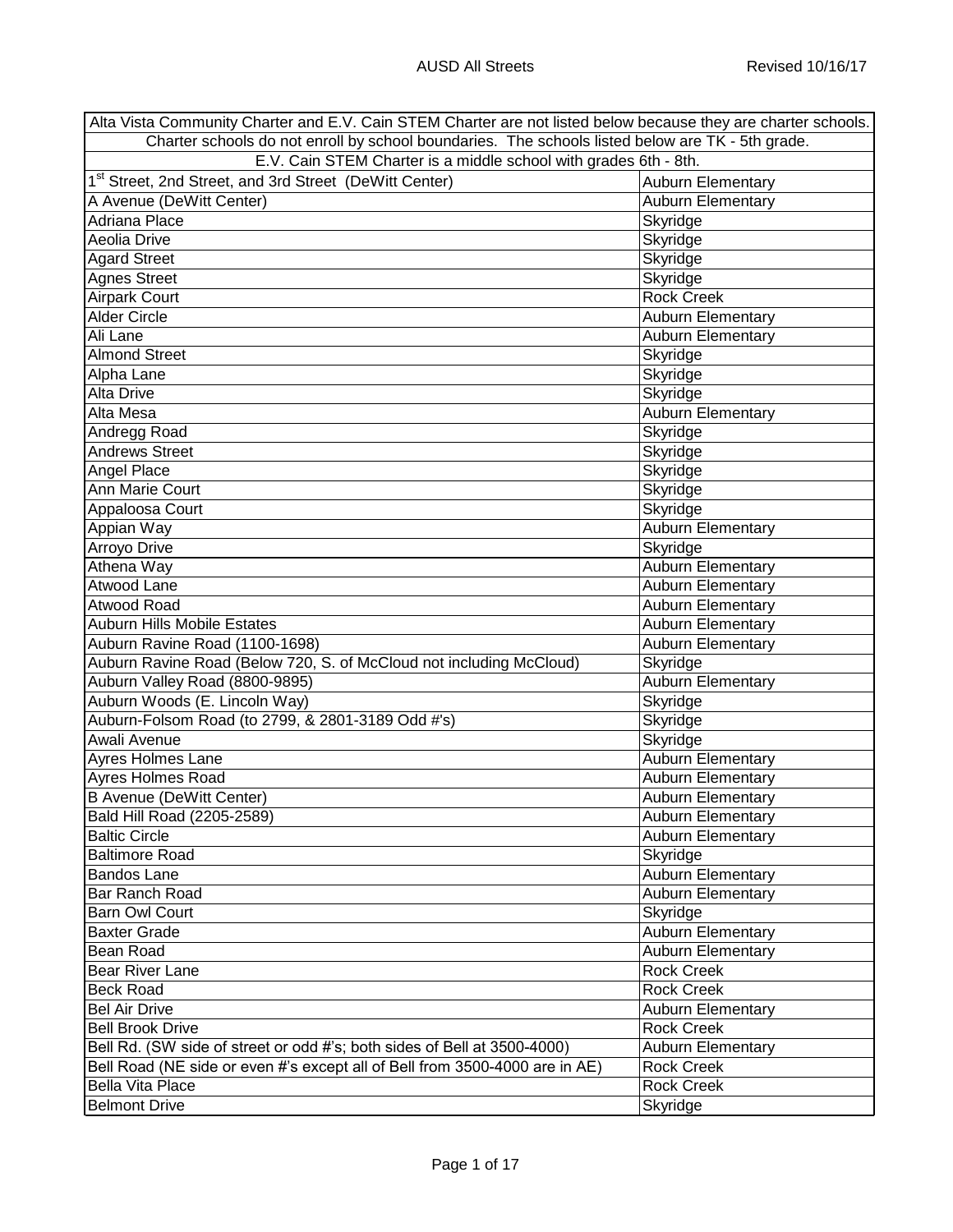| Alta Vista Community Charter and E.V. Cain STEM Charter are not listed below because they are charter schools. Charter schools do not enroll by school boundaries. The schools listed below are TK - 5th grade. E.V. Cain STEM Charter is a middle school with grades 6th - 8th. | |
|---|---|
| 1st Street, 2nd Street, and 3rd Street (DeWitt Center) | Auburn Elementary |
| A Avenue (DeWitt Center) | Auburn Elementary |
| Adriana Place | Skyridge |
| Aeolia Drive | Skyridge |
| Agard Street | Skyridge |
| Agnes Street | Skyridge |
| Airpark Court | Rock Creek |
| Alder Circle | Auburn Elementary |
| Ali Lane | Auburn Elementary |
| Almond Street | Skyridge |
| Alpha Lane | Skyridge |
| Alta Drive | Skyridge |
| Alta Mesa | Auburn Elementary |
| Andregg Road | Skyridge |
| Andrews Street | Skyridge |
| Angel Place | Skyridge |
| Ann Marie Court | Skyridge |
| Appaloosa Court | Skyridge |
| Appian Way | Auburn Elementary |
| Arroyo Drive | Skyridge |
| Athena Way | Auburn Elementary |
| Atwood Lane | Auburn Elementary |
| Atwood Road | Auburn Elementary |
| Auburn Hills Mobile Estates | Auburn Elementary |
| Auburn Ravine Road (1100-1698) | Auburn Elementary |
| Auburn Ravine Road (Below 720, S. of McCloud not including McCloud) | Skyridge |
| Auburn Valley Road (8800-9895) | Auburn Elementary |
| Auburn Woods (E. Lincoln Way) | Skyridge |
| Auburn-Folsom Road (to 2799, & 2801-3189 Odd #'s) | Skyridge |
| Awali Avenue | Skyridge |
| Ayres Holmes Lane | Auburn Elementary |
| Ayres Holmes Road | Auburn Elementary |
| B Avenue (DeWitt Center) | Auburn Elementary |
| Bald Hill Road (2205-2589) | Auburn Elementary |
| Baltic Circle | Auburn Elementary |
| Baltimore Road | Skyridge |
| Bandos Lane | Auburn Elementary |
| Bar Ranch Road | Auburn Elementary |
| Barn Owl Court | Skyridge |
| Baxter Grade | Auburn Elementary |
| Bean Road | Auburn Elementary |
| Bear River Lane | Rock Creek |
| Beck Road | Rock Creek |
| Bel Air Drive | Auburn Elementary |
| Bell Brook Drive | Rock Creek |
| Bell Rd. (SW side of street or odd #'s; both sides of Bell at 3500-4000) | Auburn Elementary |
| Bell Road (NE side or even #'s except all of Bell from 3500-4000 are in AE) | Rock Creek |
| Bella Vita Place | Rock Creek |
| Belmont Drive | Skyridge |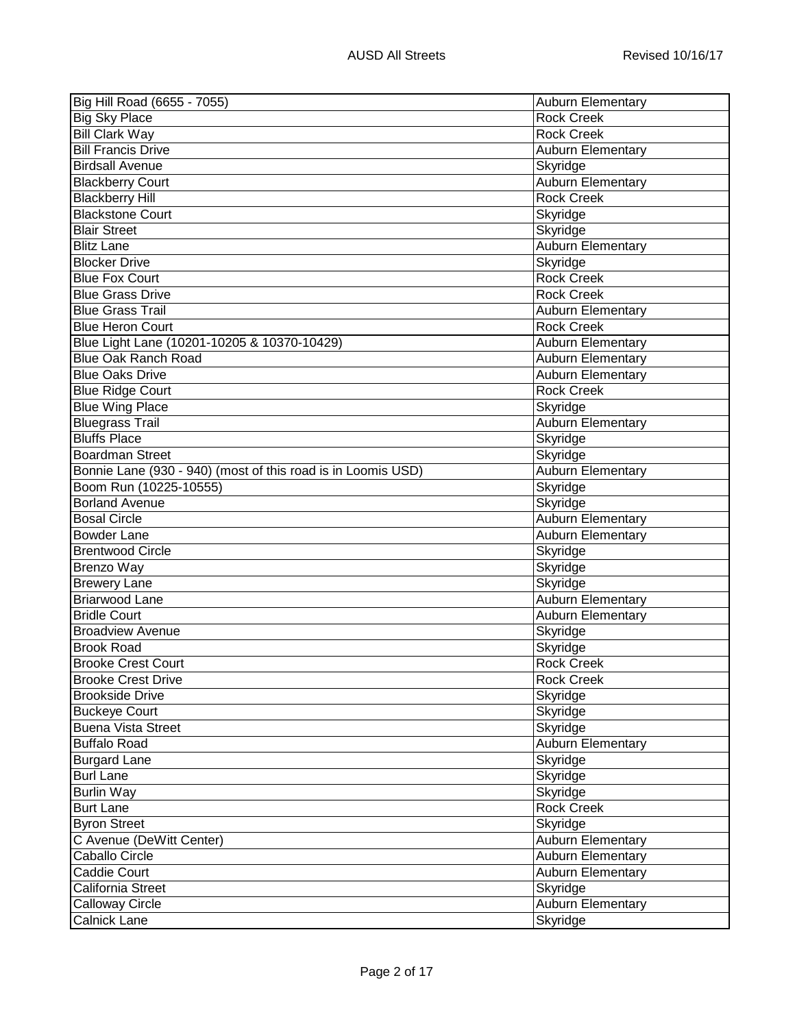| Big Hill Road (6655 - 7055) | Auburn Elementary |
|---|---|
| Big Sky Place | Rock Creek |
| Bill Clark Way | Rock Creek |
| Bill Francis Drive | Auburn Elementary |
| Birdsall Avenue | Skyridge |
| Blackberry Court | Auburn Elementary |
| Blackberry Hill | Rock Creek |
| Blackstone Court | Skyridge |
| Blair Street | Skyridge |
| Blitz Lane | Auburn Elementary |
| Blocker Drive | Skyridge |
| Blue Fox Court | Rock Creek |
| Blue Grass Drive | Rock Creek |
| Blue Grass Trail | Auburn Elementary |
| Blue Heron Court | Rock Creek |
| Blue Light Lane (10201-10205 & 10370-10429) | Auburn Elementary |
| Blue Oak Ranch Road | Auburn Elementary |
| Blue Oaks Drive | Auburn Elementary |
| Blue Ridge Court | Rock Creek |
| Blue Wing Place | Skyridge |
| Bluegrass Trail | Auburn Elementary |
| Bluffs Place | Skyridge |
| Boardman Street | Skyridge |
| Bonnie Lane (930 - 940) (most of this road is in Loomis USD) | Auburn Elementary |
| Boom Run (10225-10555) | Skyridge |
| Borland Avenue | Skyridge |
| Bosal Circle | Auburn Elementary |
| Bowder Lane | Auburn Elementary |
| Brentwood Circle | Skyridge |
| Brenzo Way | Skyridge |
| Brewery Lane | Skyridge |
| Briarwood Lane | Auburn Elementary |
| Bridle Court | Auburn Elementary |
| Broadview Avenue | Skyridge |
| Brook Road | Skyridge |
| Brooke Crest Court | Rock Creek |
| Brooke Crest Drive | Rock Creek |
| Brookside Drive | Skyridge |
| Buckeye Court | Skyridge |
| Buena Vista Street | Skyridge |
| Buffalo Road | Auburn Elementary |
| Burgard Lane | Skyridge |
| Burl Lane | Skyridge |
| Burlin Way | Skyridge |
| Burt Lane | Rock Creek |
| Byron Street | Skyridge |
| C Avenue (DeWitt Center) | Auburn Elementary |
| Caballo Circle | Auburn Elementary |
| Caddie Court | Auburn Elementary |
| California Street | Skyridge |
| Calloway Circle | Auburn Elementary |
| Calnick Lane | Skyridge |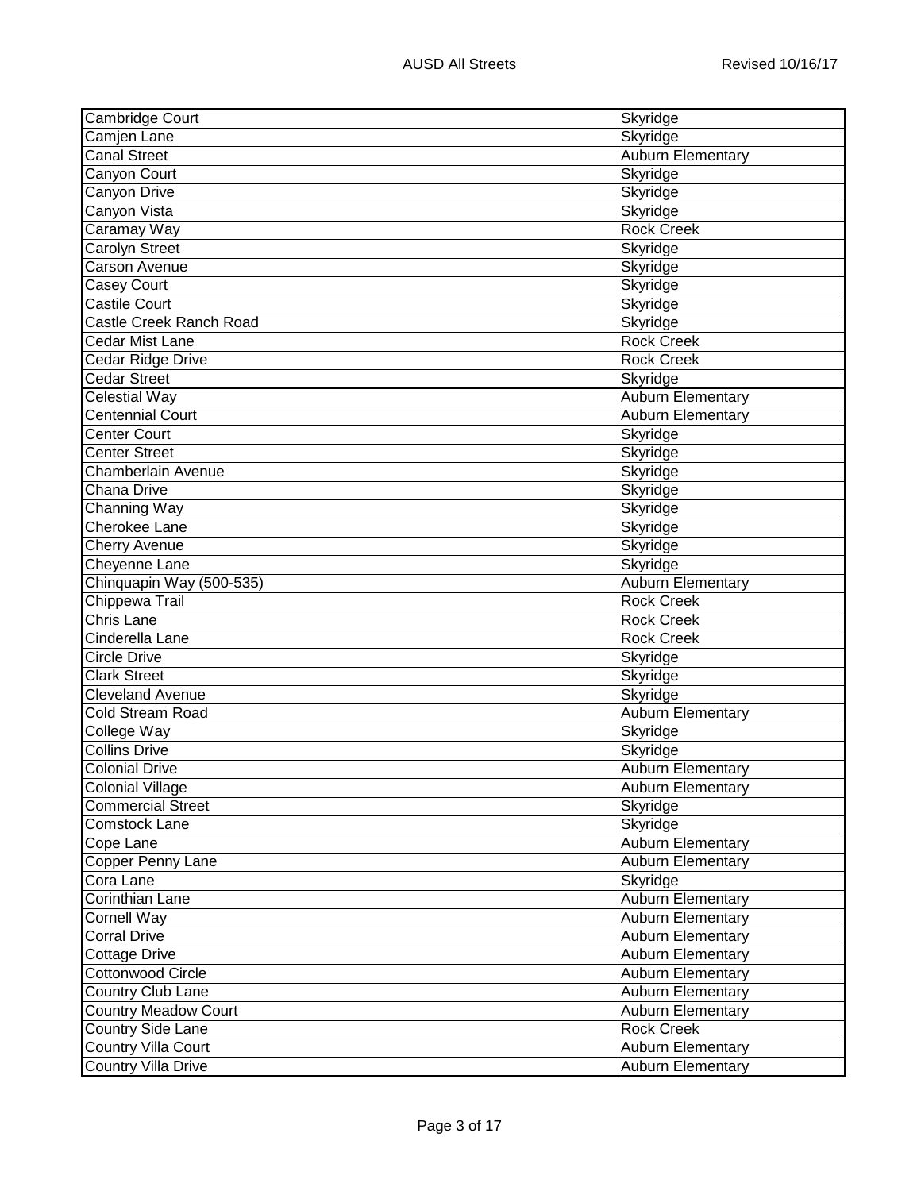| Cambridge Court | Skyridge |
|---|---|
| Camjen Lane | Skyridge |
| Canal Street | Auburn Elementary |
| Canyon Court | Skyridge |
| Canyon Drive | Skyridge |
| Canyon Vista | Skyridge |
| Caramay Way | Rock Creek |
| Carolyn Street | Skyridge |
| Carson Avenue | Skyridge |
| Casey Court | Skyridge |
| Castile Court | Skyridge |
| Castle Creek Ranch Road | Skyridge |
| Cedar Mist Lane | Rock Creek |
| Cedar Ridge Drive | Rock Creek |
| Cedar Street | Skyridge |
| Celestial Way | Auburn Elementary |
| Centennial Court | Auburn Elementary |
| Center Court | Skyridge |
| Center Street | Skyridge |
| Chamberlain Avenue | Skyridge |
| Chana Drive | Skyridge |
| Channing Way | Skyridge |
| Cherokee Lane | Skyridge |
| Cherry Avenue | Skyridge |
| Cheyenne Lane | Skyridge |
| Chinquapin Way (500-535) | Auburn Elementary |
| Chippewa Trail | Rock Creek |
| Chris Lane | Rock Creek |
| Cinderella Lane | Rock Creek |
| Circle Drive | Skyridge |
| Clark Street | Skyridge |
| Cleveland Avenue | Skyridge |
| Cold Stream Road | Auburn Elementary |
| College Way | Skyridge |
| Collins Drive | Skyridge |
| Colonial Drive | Auburn Elementary |
| Colonial Village | Auburn Elementary |
| Commercial Street | Skyridge |
| Comstock Lane | Skyridge |
| Cope Lane | Auburn Elementary |
| Copper Penny Lane | Auburn Elementary |
| Cora Lane | Skyridge |
| Corinthian Lane | Auburn Elementary |
| Cornell Way | Auburn Elementary |
| Corral Drive | Auburn Elementary |
| Cottage Drive | Auburn Elementary |
| Cottonwood Circle | Auburn Elementary |
| Country Club Lane | Auburn Elementary |
| Country Meadow Court | Auburn Elementary |
| Country Side Lane | Rock Creek |
| Country Villa Court | Auburn Elementary |
| Country Villa Drive | Auburn Elementary |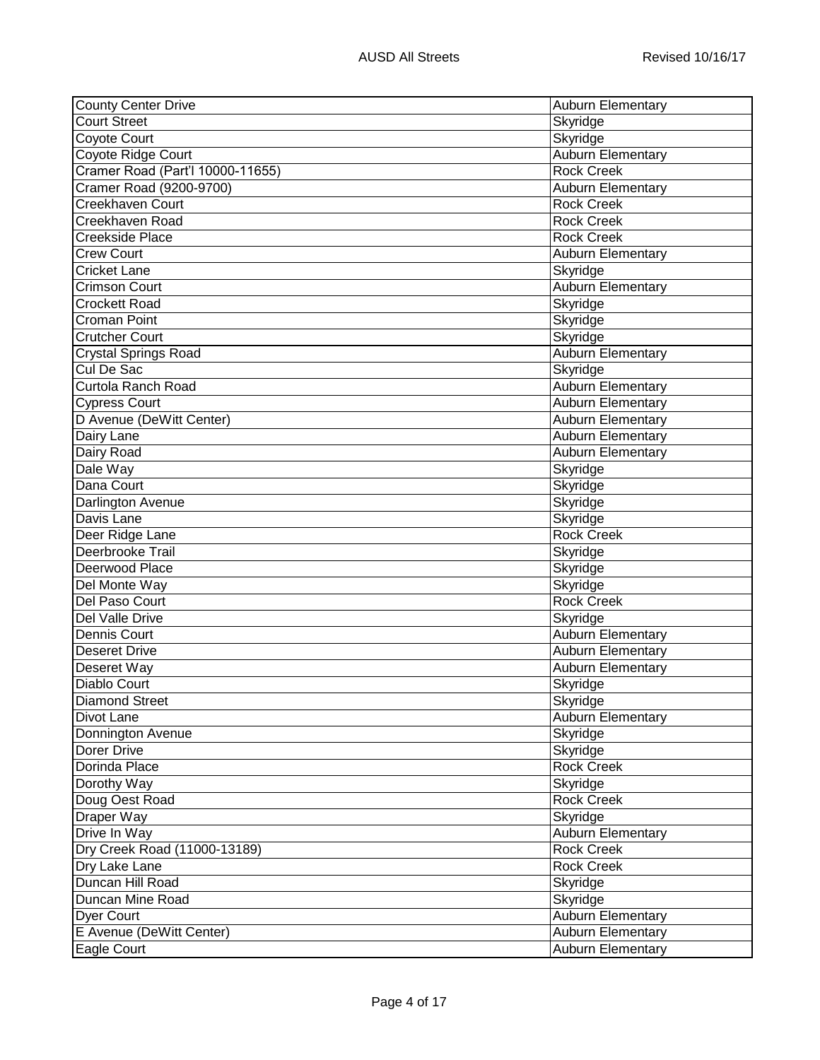| County Center Drive | Auburn Elementary |
|---|---|
| Court Street | Skyridge |
| Coyote Court | Skyridge |
| Coyote Ridge Court | Auburn Elementary |
| Cramer Road (Part'l 10000-11655) | Rock Creek |
| Cramer Road (9200-9700) | Auburn Elementary |
| Creekhaven Court | Rock Creek |
| Creekhaven Road | Rock Creek |
| Creekside Place | Rock Creek |
| Crew Court | Auburn Elementary |
| Cricket Lane | Skyridge |
| Crimson Court | Auburn Elementary |
| Crockett Road | Skyridge |
| Croman Point | Skyridge |
| Crutcher Court | Skyridge |
| Crystal Springs Road | Auburn Elementary |
| Cul De Sac | Skyridge |
| Curtola Ranch Road | Auburn Elementary |
| Cypress Court | Auburn Elementary |
| D Avenue (DeWitt Center) | Auburn Elementary |
| Dairy Lane | Auburn Elementary |
| Dairy Road | Auburn Elementary |
| Dale Way | Skyridge |
| Dana Court | Skyridge |
| Darlington Avenue | Skyridge |
| Davis Lane | Skyridge |
| Deer Ridge Lane | Rock Creek |
| Deerbrooke Trail | Skyridge |
| Deerwood Place | Skyridge |
| Del Monte Way | Skyridge |
| Del Paso Court | Rock Creek |
| Del Valle Drive | Skyridge |
| Dennis Court | Auburn Elementary |
| Deseret Drive | Auburn Elementary |
| Deseret Way | Auburn Elementary |
| Diablo Court | Skyridge |
| Diamond Street | Skyridge |
| Divot Lane | Auburn Elementary |
| Donnington Avenue | Skyridge |
| Dorer Drive | Skyridge |
| Dorinda Place | Rock Creek |
| Dorothy Way | Skyridge |
| Doug Oest Road | Rock Creek |
| Draper Way | Skyridge |
| Drive In Way | Auburn Elementary |
| Dry Creek Road (11000-13189) | Rock Creek |
| Dry Lake Lane | Rock Creek |
| Duncan Hill Road | Skyridge |
| Duncan Mine Road | Skyridge |
| Dyer Court | Auburn Elementary |
| E Avenue (DeWitt Center) | Auburn Elementary |
| Eagle Court | Auburn Elementary |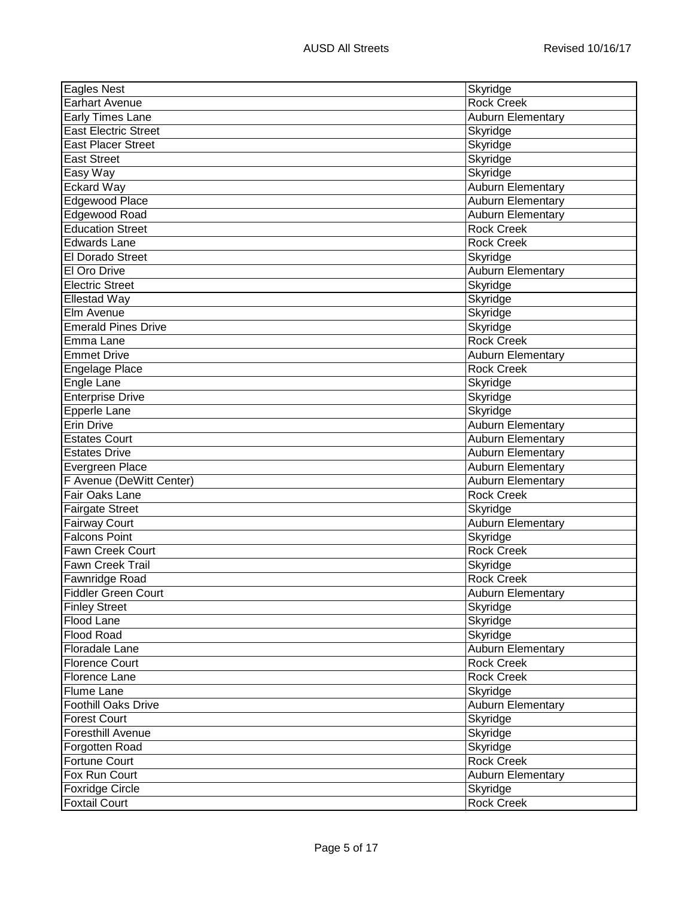| Eagles Nest | Skyridge |
|---|---|
| Earhart Avenue | Rock Creek |
| Early Times Lane | Auburn Elementary |
| East Electric Street | Skyridge |
| East Placer Street | Skyridge |
| East Street | Skyridge |
| Easy Way | Skyridge |
| Eckard Way | Auburn Elementary |
| Edgewood Place | Auburn Elementary |
| Edgewood Road | Auburn Elementary |
| Education Street | Rock Creek |
| Edwards Lane | Rock Creek |
| El Dorado Street | Skyridge |
| El Oro Drive | Auburn Elementary |
| Electric Street | Skyridge |
| Ellestad Way | Skyridge |
| Elm Avenue | Skyridge |
| Emerald Pines Drive | Skyridge |
| Emma Lane | Rock Creek |
| Emmet Drive | Auburn Elementary |
| Engelage Place | Rock Creek |
| Engle Lane | Skyridge |
| Enterprise Drive | Skyridge |
| Epperle Lane | Skyridge |
| Erin Drive | Auburn Elementary |
| Estates Court | Auburn Elementary |
| Estates Drive | Auburn Elementary |
| Evergreen Place | Auburn Elementary |
| F Avenue (DeWitt Center) | Auburn Elementary |
| Fair Oaks Lane | Rock Creek |
| Fairgate Street | Skyridge |
| Fairway Court | Auburn Elementary |
| Falcons Point | Skyridge |
| Fawn Creek Court | Rock Creek |
| Fawn Creek Trail | Skyridge |
| Fawnridge Road | Rock Creek |
| Fiddler Green Court | Auburn Elementary |
| Finley Street | Skyridge |
| Flood Lane | Skyridge |
| Flood Road | Skyridge |
| Floradale Lane | Auburn Elementary |
| Florence Court | Rock Creek |
| Florence Lane | Rock Creek |
| Flume Lane | Skyridge |
| Foothill Oaks Drive | Auburn Elementary |
| Forest Court | Skyridge |
| Foresthill Avenue | Skyridge |
| Forgotten Road | Skyridge |
| Fortune Court | Rock Creek |
| Fox Run Court | Auburn Elementary |
| Foxridge Circle | Skyridge |
| Foxtail Court | Rock Creek |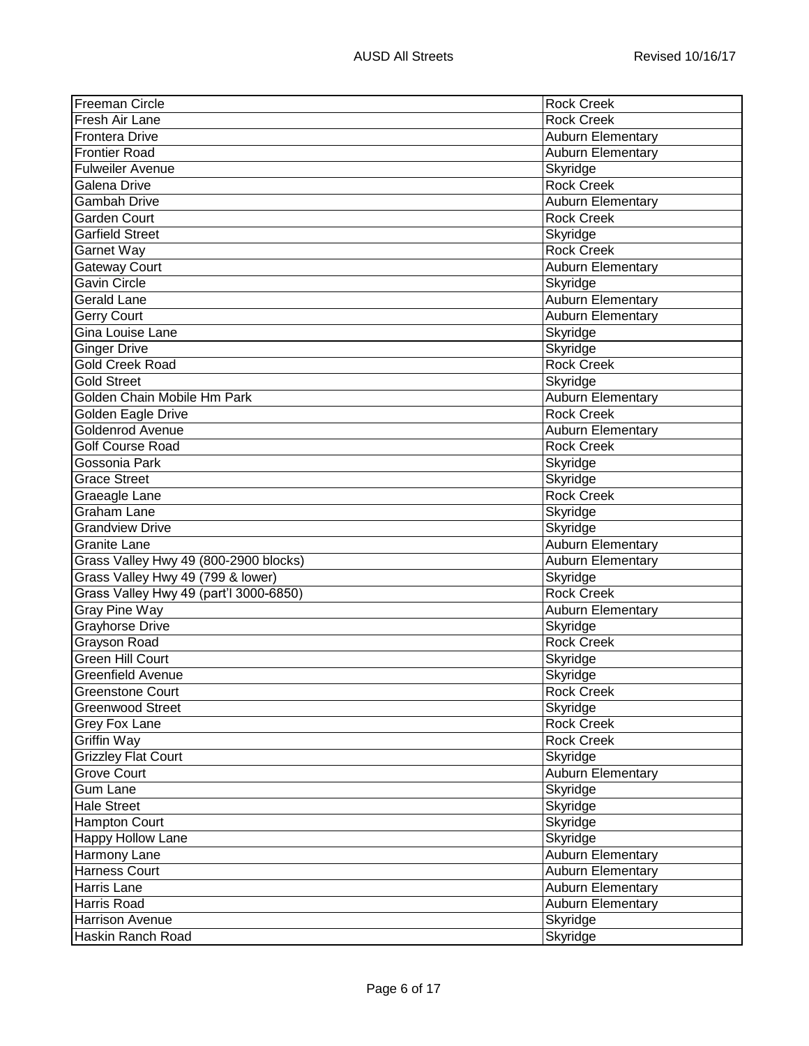| | |
|---|---|
| Freeman Circle | Rock Creek |
| Fresh Air Lane | Rock Creek |
| Frontera Drive | Auburn Elementary |
| Frontier Road | Auburn Elementary |
| Fulweiler Avenue | Skyridge |
| Galena Drive | Rock Creek |
| Gambah Drive | Auburn Elementary |
| Garden Court | Rock Creek |
| Garfield Street | Skyridge |
| Garnet Way | Rock Creek |
| Gateway Court | Auburn Elementary |
| Gavin Circle | Skyridge |
| Gerald Lane | Auburn Elementary |
| Gerry Court | Auburn Elementary |
| Gina Louise Lane | Skyridge |
| Ginger Drive | Skyridge |
| Gold Creek Road | Rock Creek |
| Gold Street | Skyridge |
| Golden Chain Mobile Hm Park | Auburn Elementary |
| Golden Eagle Drive | Rock Creek |
| Goldenrod Avenue | Auburn Elementary |
| Golf Course Road | Rock Creek |
| Gossonia Park | Skyridge |
| Grace Street | Skyridge |
| Graeagle Lane | Rock Creek |
| Graham Lane | Skyridge |
| Grandview Drive | Skyridge |
| Granite Lane | Auburn Elementary |
| Grass Valley Hwy 49 (800-2900 blocks) | Auburn Elementary |
| Grass Valley Hwy 49 (799 & lower) | Skyridge |
| Grass Valley Hwy 49 (part'l 3000-6850) | Rock Creek |
| Gray Pine Way | Auburn Elementary |
| Grayhorse Drive | Skyridge |
| Grayson Road | Rock Creek |
| Green Hill Court | Skyridge |
| Greenfield Avenue | Skyridge |
| Greenstone Court | Rock Creek |
| Greenwood Street | Skyridge |
| Grey Fox Lane | Rock Creek |
| Griffin Way | Rock Creek |
| Grizzley Flat Court | Skyridge |
| Grove Court | Auburn Elementary |
| Gum Lane | Skyridge |
| Hale Street | Skyridge |
| Hampton Court | Skyridge |
| Happy Hollow Lane | Skyridge |
| Harmony Lane | Auburn Elementary |
| Harness Court | Auburn Elementary |
| Harris Lane | Auburn Elementary |
| Harris Road | Auburn Elementary |
| Harrison Avenue | Skyridge |
| Haskin Ranch Road | Skyridge |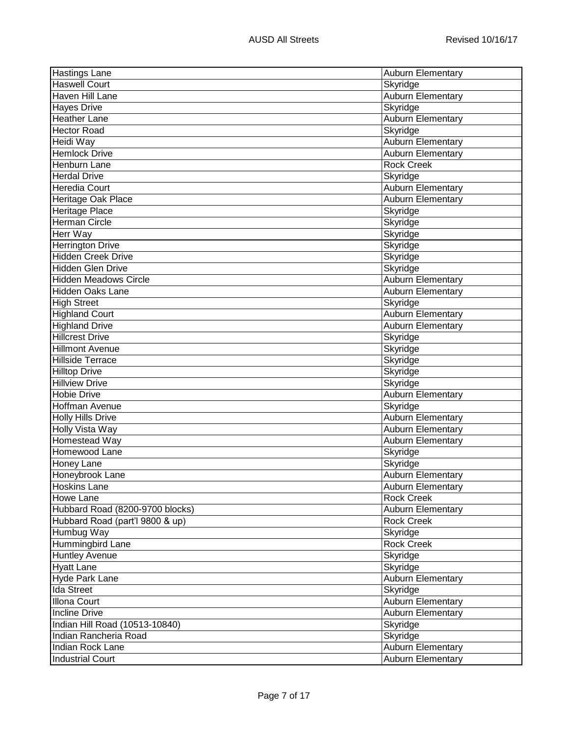| Hastings Lane | Auburn Elementary |
|---|---|
| Haswell Court | Skyridge |
| Haven Hill Lane | Auburn Elementary |
| Hayes Drive | Skyridge |
| Heather Lane | Auburn Elementary |
| Hector Road | Skyridge |
| Heidi Way | Auburn Elementary |
| Hemlock Drive | Auburn Elementary |
| Henburn Lane | Rock Creek |
| Herdal Drive | Skyridge |
| Heredia Court | Auburn Elementary |
| Heritage Oak Place | Auburn Elementary |
| Heritage Place | Skyridge |
| Herman Circle | Skyridge |
| Herr Way | Skyridge |
| Herrington Drive | Skyridge |
| Hidden Creek Drive | Skyridge |
| Hidden Glen Drive | Skyridge |
| Hidden Meadows Circle | Auburn Elementary |
| Hidden Oaks Lane | Auburn Elementary |
| High Street | Skyridge |
| Highland Court | Auburn Elementary |
| Highland Drive | Auburn Elementary |
| Hillcrest Drive | Skyridge |
| Hillmont Avenue | Skyridge |
| Hillside Terrace | Skyridge |
| Hilltop Drive | Skyridge |
| Hillview Drive | Skyridge |
| Hobie Drive | Auburn Elementary |
| Hoffman Avenue | Skyridge |
| Holly Hills Drive | Auburn Elementary |
| Holly Vista Way | Auburn Elementary |
| Homestead Way | Auburn Elementary |
| Homewood Lane | Skyridge |
| Honey Lane | Skyridge |
| Honeybrook Lane | Auburn Elementary |
| Hoskins Lane | Auburn Elementary |
| Howe Lane | Rock Creek |
| Hubbard Road (8200-9700 blocks) | Auburn Elementary |
| Hubbard Road (part'l 9800 & up) | Rock Creek |
| Humbug Way | Skyridge |
| Hummingbird Lane | Rock Creek |
| Huntley Avenue | Skyridge |
| Hyatt Lane | Skyridge |
| Hyde Park Lane | Auburn Elementary |
| Ida Street | Skyridge |
| Illona Court | Auburn Elementary |
| Incline Drive | Auburn Elementary |
| Indian Hill Road (10513-10840) | Skyridge |
| Indian Rancheria Road | Skyridge |
| Indian Rock Lane | Auburn Elementary |
| Industrial Court | Auburn Elementary |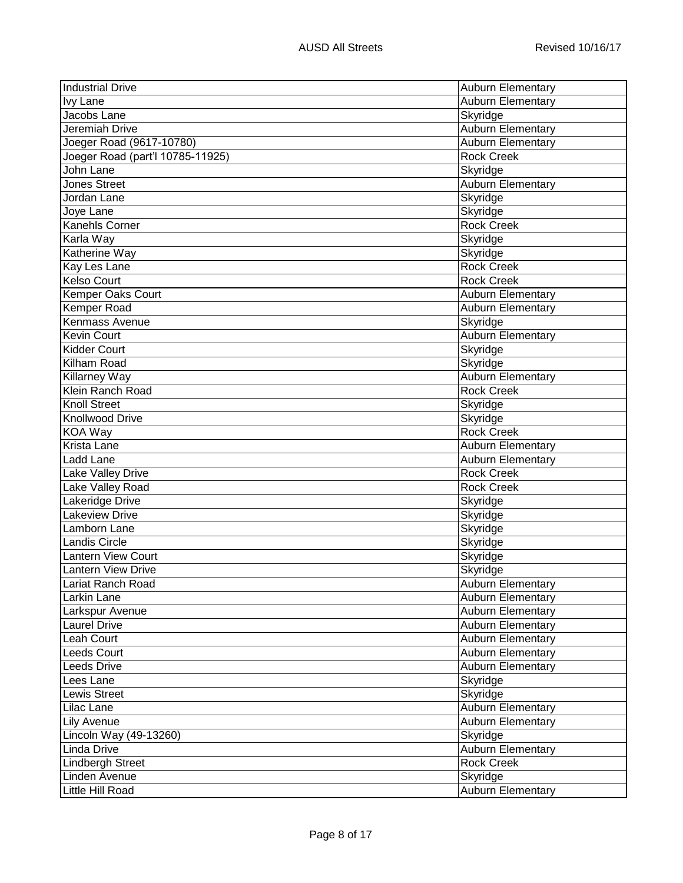| Street | School |
|---|---|
| Industrial Drive | Auburn Elementary |
| Ivy Lane | Auburn Elementary |
| Jacobs Lane | Skyridge |
| Jeremiah Drive | Auburn Elementary |
| Joeger Road (9617-10780) | Auburn Elementary |
| Joeger Road (part'l 10785-11925) | Rock Creek |
| John Lane | Skyridge |
| Jones Street | Auburn Elementary |
| Jordan Lane | Skyridge |
| Joye Lane | Skyridge |
| Kanehls Corner | Rock Creek |
| Karla Way | Skyridge |
| Katherine Way | Skyridge |
| Kay Les Lane | Rock Creek |
| Kelso Court | Rock Creek |
| Kemper Oaks Court | Auburn Elementary |
| Kemper Road | Auburn Elementary |
| Kenmass Avenue | Skyridge |
| Kevin Court | Auburn Elementary |
| Kidder Court | Skyridge |
| Kilham Road | Skyridge |
| Killarney Way | Auburn Elementary |
| Klein Ranch Road | Rock Creek |
| Knoll Street | Skyridge |
| Knollwood Drive | Skyridge |
| KOA Way | Rock Creek |
| Krista Lane | Auburn Elementary |
| Ladd Lane | Auburn Elementary |
| Lake Valley Drive | Rock Creek |
| Lake Valley Road | Rock Creek |
| Lakeridge Drive | Skyridge |
| Lakeview Drive | Skyridge |
| Lamborn Lane | Skyridge |
| Landis Circle | Skyridge |
| Lantern View Court | Skyridge |
| Lantern View Drive | Skyridge |
| Lariat Ranch Road | Auburn Elementary |
| Larkin Lane | Auburn Elementary |
| Larkspur Avenue | Auburn Elementary |
| Laurel Drive | Auburn Elementary |
| Leah Court | Auburn Elementary |
| Leeds Court | Auburn Elementary |
| Leeds Drive | Auburn Elementary |
| Lees Lane | Skyridge |
| Lewis Street | Skyridge |
| Lilac Lane | Auburn Elementary |
| Lily Avenue | Auburn Elementary |
| Lincoln Way (49-13260) | Skyridge |
| Linda Drive | Auburn Elementary |
| Lindbergh Street | Rock Creek |
| Linden Avenue | Skyridge |
| Little Hill Road | Auburn Elementary |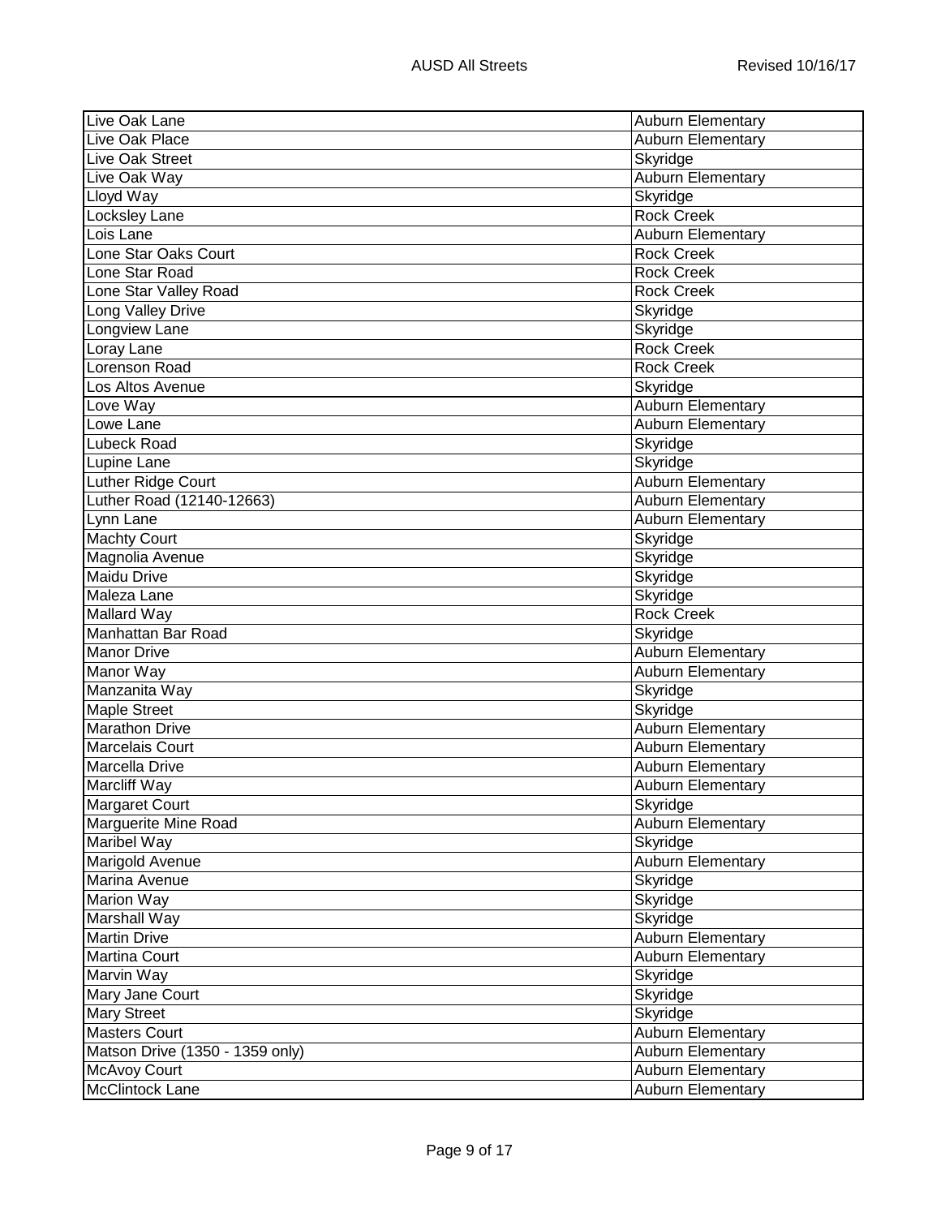| Street | School |
|---|---|
| Live Oak Lane | Auburn Elementary |
| Live Oak Place | Auburn Elementary |
| Live Oak Street | Skyridge |
| Live Oak Way | Auburn Elementary |
| Lloyd Way | Skyridge |
| Locksley Lane | Rock Creek |
| Lois Lane | Auburn Elementary |
| Lone Star Oaks Court | Rock Creek |
| Lone Star Road | Rock Creek |
| Lone Star Valley Road | Rock Creek |
| Long Valley Drive | Skyridge |
| Longview Lane | Skyridge |
| Loray Lane | Rock Creek |
| Lorenson Road | Rock Creek |
| Los Altos Avenue | Skyridge |
| Love Way | Auburn Elementary |
| Lowe Lane | Auburn Elementary |
| Lubeck Road | Skyridge |
| Lupine Lane | Skyridge |
| Luther Ridge Court | Auburn Elementary |
| Luther Road (12140-12663) | Auburn Elementary |
| Lynn Lane | Auburn Elementary |
| Machty Court | Skyridge |
| Magnolia Avenue | Skyridge |
| Maidu Drive | Skyridge |
| Maleza Lane | Skyridge |
| Mallard Way | Rock Creek |
| Manhattan Bar Road | Skyridge |
| Manor Drive | Auburn Elementary |
| Manor Way | Auburn Elementary |
| Manzanita Way | Skyridge |
| Maple Street | Skyridge |
| Marathon Drive | Auburn Elementary |
| Marcelais Court | Auburn Elementary |
| Marcella Drive | Auburn Elementary |
| Marcliff Way | Auburn Elementary |
| Margaret Court | Skyridge |
| Marguerite Mine Road | Auburn Elementary |
| Maribel Way | Skyridge |
| Marigold Avenue | Auburn Elementary |
| Marina Avenue | Skyridge |
| Marion Way | Skyridge |
| Marshall Way | Skyridge |
| Martin Drive | Auburn Elementary |
| Martina Court | Auburn Elementary |
| Marvin Way | Skyridge |
| Mary Jane Court | Skyridge |
| Mary Street | Skyridge |
| Masters Court | Auburn Elementary |
| Matson Drive (1350 - 1359 only) | Auburn Elementary |
| McAvoy Court | Auburn Elementary |
| McClintock Lane | Auburn Elementary |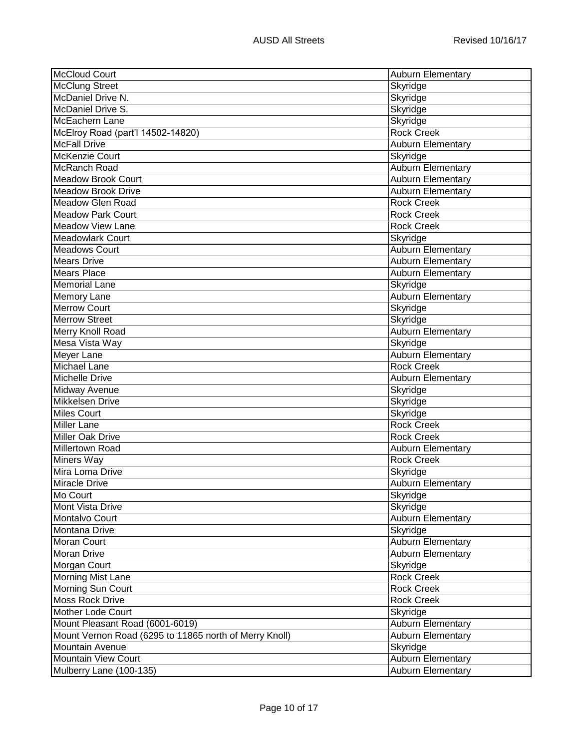| McCloud Court | Auburn Elementary |
|---|---|
| McClung Street | Skyridge |
| McDaniel Drive N. | Skyridge |
| McDaniel Drive S. | Skyridge |
| McEachern Lane | Skyridge |
| McElroy Road (part'l 14502-14820) | Rock Creek |
| McFall Drive | Auburn Elementary |
| McKenzie Court | Skyridge |
| McRanch Road | Auburn Elementary |
| Meadow Brook Court | Auburn Elementary |
| Meadow Brook Drive | Auburn Elementary |
| Meadow Glen Road | Rock Creek |
| Meadow Park Court | Rock Creek |
| Meadow View Lane | Rock Creek |
| Meadowlark Court | Skyridge |
| Meadows Court | Auburn Elementary |
| Mears Drive | Auburn Elementary |
| Mears Place | Auburn Elementary |
| Memorial Lane | Skyridge |
| Memory Lane | Auburn Elementary |
| Merrow Court | Skyridge |
| Merrow Street | Skyridge |
| Merry Knoll Road | Auburn Elementary |
| Mesa Vista Way | Skyridge |
| Meyer Lane | Auburn Elementary |
| Michael Lane | Rock Creek |
| Michelle Drive | Auburn Elementary |
| Midway Avenue | Skyridge |
| Mikkelsen Drive | Skyridge |
| Miles Court | Skyridge |
| Miller Lane | Rock Creek |
| Miller Oak Drive | Rock Creek |
| Millertown Road | Auburn Elementary |
| Miners Way | Rock Creek |
| Mira Loma Drive | Skyridge |
| Miracle Drive | Auburn Elementary |
| Mo Court | Skyridge |
| Mont Vista Drive | Skyridge |
| Montalvo Court | Auburn Elementary |
| Montana Drive | Skyridge |
| Moran Court | Auburn Elementary |
| Moran Drive | Auburn Elementary |
| Morgan Court | Skyridge |
| Morning Mist Lane | Rock Creek |
| Morning Sun Court | Rock Creek |
| Moss Rock Drive | Rock Creek |
| Mother Lode Court | Skyridge |
| Mount Pleasant Road (6001-6019) | Auburn Elementary |
| Mount Vernon Road (6295 to 11865 north of Merry Knoll) | Auburn Elementary |
| Mountain Avenue | Skyridge |
| Mountain View Court | Auburn Elementary |
| Mulberry Lane (100-135) | Auburn Elementary |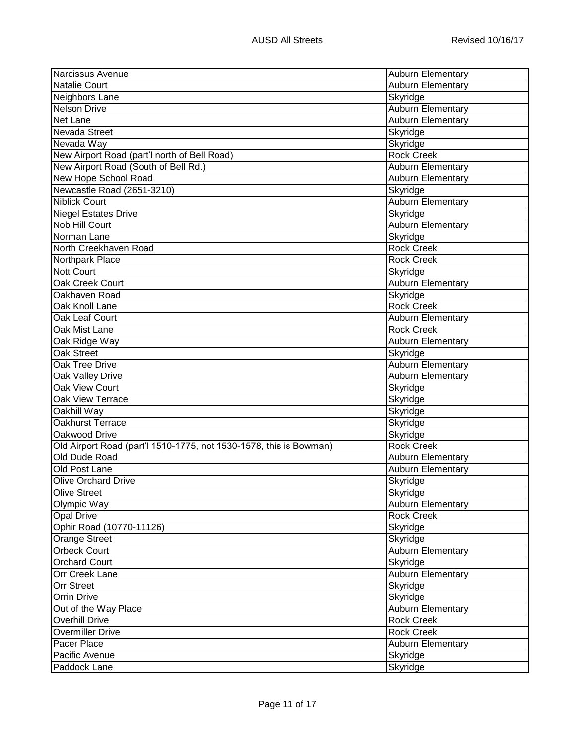| Street | School |
|---|---|
| Narcissus Avenue | Auburn Elementary |
| Natalie Court | Auburn Elementary |
| Neighbors Lane | Skyridge |
| Nelson Drive | Auburn Elementary |
| Net Lane | Auburn Elementary |
| Nevada Street | Skyridge |
| Nevada Way | Skyridge |
| New Airport Road (part'l north of Bell Road) | Rock Creek |
| New Airport Road (South of Bell Rd.) | Auburn Elementary |
| New Hope School Road | Auburn Elementary |
| Newcastle Road (2651-3210) | Skyridge |
| Niblick Court | Auburn Elementary |
| Niegel Estates Drive | Skyridge |
| Nob Hill Court | Auburn Elementary |
| Norman Lane | Skyridge |
| North Creekhaven Road | Rock Creek |
| Northpark Place | Rock Creek |
| Nott Court | Skyridge |
| Oak Creek Court | Auburn Elementary |
| Oakhaven Road | Skyridge |
| Oak Knoll Lane | Rock Creek |
| Oak Leaf Court | Auburn Elementary |
| Oak Mist Lane | Rock Creek |
| Oak Ridge Way | Auburn Elementary |
| Oak Street | Skyridge |
| Oak Tree Drive | Auburn Elementary |
| Oak Valley Drive | Auburn Elementary |
| Oak View Court | Skyridge |
| Oak View Terrace | Skyridge |
| Oakhill Way | Skyridge |
| Oakhurst Terrace | Skyridge |
| Oakwood Drive | Skyridge |
| Old Airport Road (part'l 1510-1775, not 1530-1578, this is Bowman) | Rock Creek |
| Old Dude Road | Auburn Elementary |
| Old Post Lane | Auburn Elementary |
| Olive Orchard Drive | Skyridge |
| Olive Street | Skyridge |
| Olympic Way | Auburn Elementary |
| Opal Drive | Rock Creek |
| Ophir Road (10770-11126) | Skyridge |
| Orange Street | Skyridge |
| Orbeck Court | Auburn Elementary |
| Orchard Court | Skyridge |
| Orr Creek Lane | Auburn Elementary |
| Orr Street | Skyridge |
| Orrin Drive | Skyridge |
| Out of the Way Place | Auburn Elementary |
| Overhill Drive | Rock Creek |
| Overmiller Drive | Rock Creek |
| Pacer Place | Auburn Elementary |
| Pacific Avenue | Skyridge |
| Paddock Lane | Skyridge |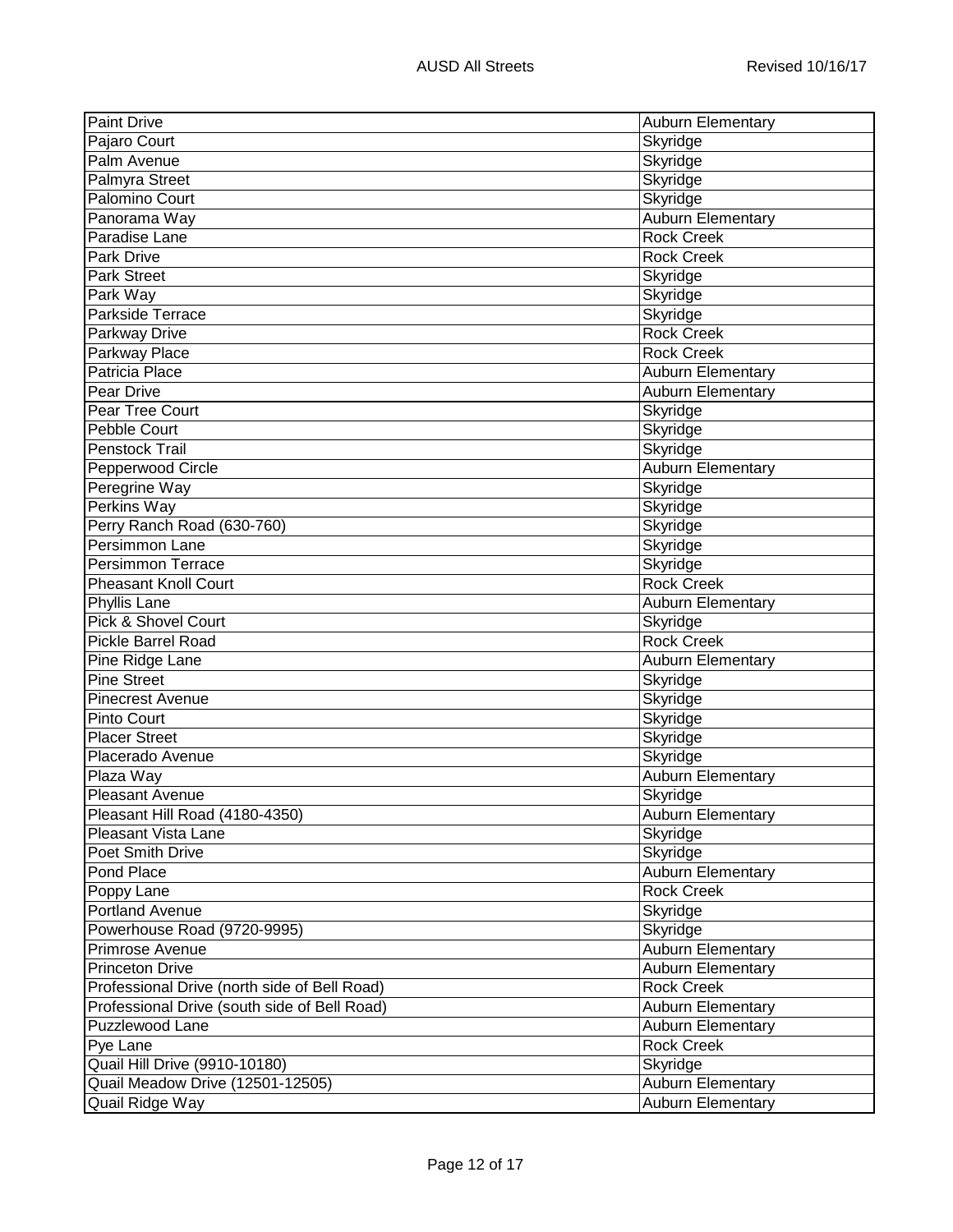| Street | School |
| --- | --- |
| Paint Drive | Auburn Elementary |
| Pajaro Court | Skyridge |
| Palm Avenue | Skyridge |
| Palmyra Street | Skyridge |
| Palomino Court | Skyridge |
| Panorama Way | Auburn Elementary |
| Paradise Lane | Rock Creek |
| Park Drive | Rock Creek |
| Park Street | Skyridge |
| Park Way | Skyridge |
| Parkside Terrace | Skyridge |
| Parkway Drive | Rock Creek |
| Parkway Place | Rock Creek |
| Patricia Place | Auburn Elementary |
| Pear Drive | Auburn Elementary |
| Pear Tree Court | Skyridge |
| Pebble Court | Skyridge |
| Penstock Trail | Skyridge |
| Pepperwood Circle | Auburn Elementary |
| Peregrine Way | Skyridge |
| Perkins Way | Skyridge |
| Perry Ranch Road (630-760) | Skyridge |
| Persimmon Lane | Skyridge |
| Persimmon Terrace | Skyridge |
| Pheasant Knoll Court | Rock Creek |
| Phyllis Lane | Auburn Elementary |
| Pick & Shovel Court | Skyridge |
| Pickle Barrel Road | Rock Creek |
| Pine Ridge Lane | Auburn Elementary |
| Pine Street | Skyridge |
| Pinecrest Avenue | Skyridge |
| Pinto Court | Skyridge |
| Placer Street | Skyridge |
| Placerado Avenue | Skyridge |
| Plaza Way | Auburn Elementary |
| Pleasant Avenue | Skyridge |
| Pleasant Hill Road (4180-4350) | Auburn Elementary |
| Pleasant Vista Lane | Skyridge |
| Poet Smith Drive | Skyridge |
| Pond Place | Auburn Elementary |
| Poppy Lane | Rock Creek |
| Portland Avenue | Skyridge |
| Powerhouse Road (9720-9995) | Skyridge |
| Primrose Avenue | Auburn Elementary |
| Princeton Drive | Auburn Elementary |
| Professional Drive (north side of Bell Road) | Rock Creek |
| Professional Drive (south side of Bell Road) | Auburn Elementary |
| Puzzlewood Lane | Auburn Elementary |
| Pye Lane | Rock Creek |
| Quail Hill Drive (9910-10180) | Skyridge |
| Quail Meadow Drive (12501-12505) | Auburn Elementary |
| Quail Ridge Way | Auburn Elementary |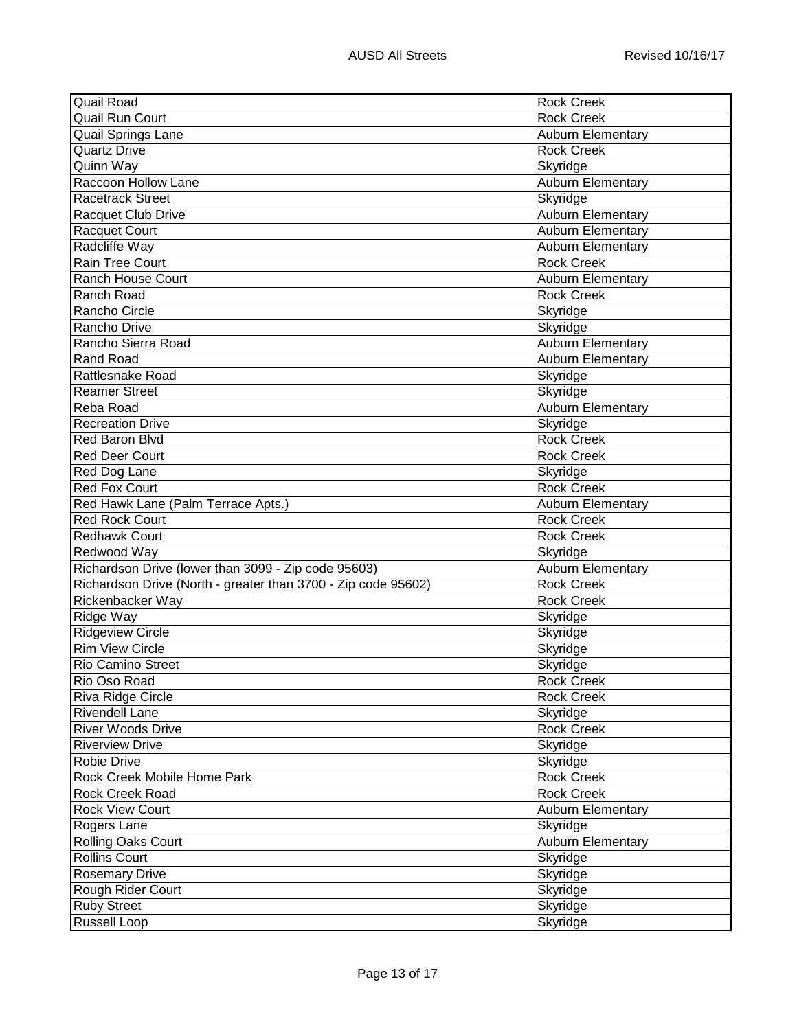| Quail Road | Rock Creek |
|---|---|
| Quail Run Court | Rock Creek |
| Quail Springs Lane | Auburn Elementary |
| Quartz Drive | Rock Creek |
| Quinn Way | Skyridge |
| Raccoon Hollow Lane | Auburn Elementary |
| Racetrack Street | Skyridge |
| Racquet Club Drive | Auburn Elementary |
| Racquet Court | Auburn Elementary |
| Radcliffe Way | Auburn Elementary |
| Rain Tree Court | Rock Creek |
| Ranch House Court | Auburn Elementary |
| Ranch Road | Rock Creek |
| Rancho Circle | Skyridge |
| Rancho Drive | Skyridge |
| Rancho Sierra Road | Auburn Elementary |
| Rand Road | Auburn Elementary |
| Rattlesnake Road | Skyridge |
| Reamer Street | Skyridge |
| Reba Road | Auburn Elementary |
| Recreation Drive | Skyridge |
| Red Baron Blvd | Rock Creek |
| Red Deer Court | Rock Creek |
| Red Dog Lane | Skyridge |
| Red Fox Court | Rock Creek |
| Red Hawk Lane (Palm Terrace Apts.) | Auburn Elementary |
| Red Rock Court | Rock Creek |
| Redhawk Court | Rock Creek |
| Redwood Way | Skyridge |
| Richardson Drive (lower than 3099 - Zip code 95603) | Auburn Elementary |
| Richardson Drive (North - greater than 3700 - Zip code 95602) | Rock Creek |
| Rickenbacker Way | Rock Creek |
| Ridge Way | Skyridge |
| Ridgeview Circle | Skyridge |
| Rim View Circle | Skyridge |
| Rio Camino Street | Skyridge |
| Rio Oso Road | Rock Creek |
| Riva Ridge Circle | Rock Creek |
| Rivendell Lane | Skyridge |
| River Woods Drive | Rock Creek |
| Riverview Drive | Skyridge |
| Robie Drive | Skyridge |
| Rock Creek Mobile Home Park | Rock Creek |
| Rock Creek Road | Rock Creek |
| Rock View Court | Auburn Elementary |
| Rogers Lane | Skyridge |
| Rolling Oaks Court | Auburn Elementary |
| Rollins Court | Skyridge |
| Rosemary Drive | Skyridge |
| Rough Rider Court | Skyridge |
| Ruby Street | Skyridge |
| Russell Loop | Skyridge |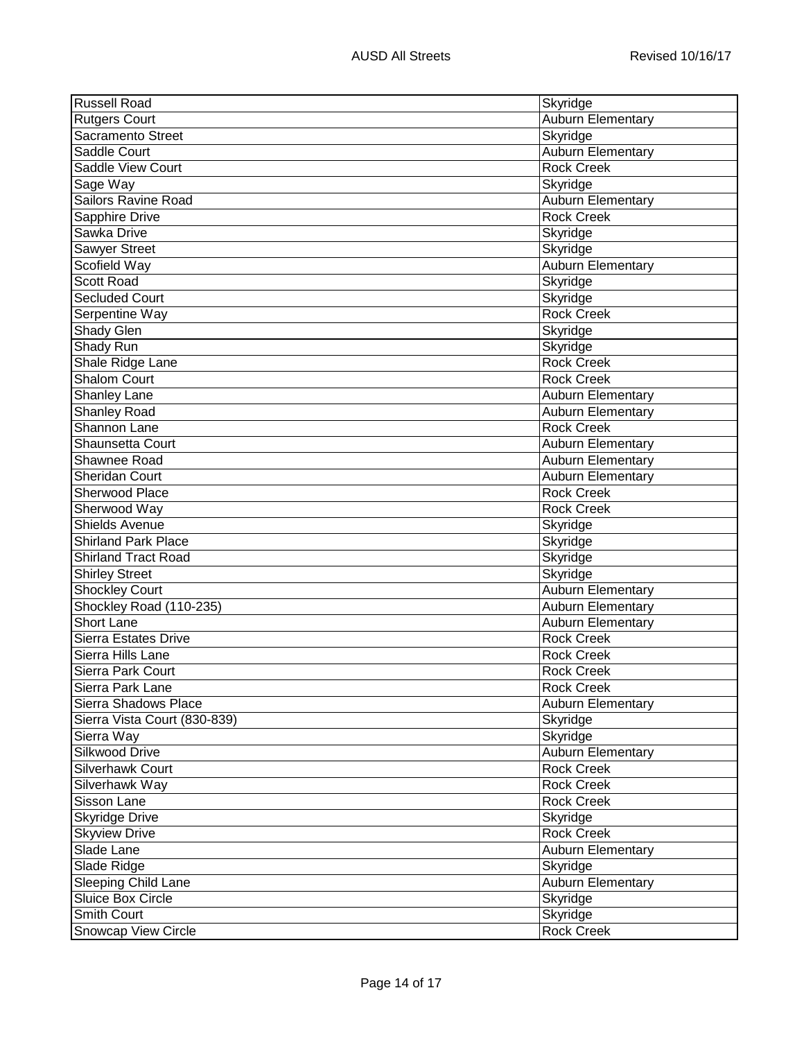| Russell Road | Skyridge |
|---|---|
| Rutgers Court | Auburn Elementary |
| Sacramento Street | Skyridge |
| Saddle Court | Auburn Elementary |
| Saddle View Court | Rock Creek |
| Sage Way | Skyridge |
| Sailors Ravine Road | Auburn Elementary |
| Sapphire Drive | Rock Creek |
| Sawka Drive | Skyridge |
| Sawyer Street | Skyridge |
| Scofield Way | Auburn Elementary |
| Scott Road | Skyridge |
| Secluded Court | Skyridge |
| Serpentine Way | Rock Creek |
| Shady Glen | Skyridge |
| Shady Run | Skyridge |
| Shale Ridge Lane | Rock Creek |
| Shalom Court | Rock Creek |
| Shanley Lane | Auburn Elementary |
| Shanley Road | Auburn Elementary |
| Shannon Lane | Rock Creek |
| Shaunsetta Court | Auburn Elementary |
| Shawnee Road | Auburn Elementary |
| Sheridan Court | Auburn Elementary |
| Sherwood Place | Rock Creek |
| Sherwood Way | Rock Creek |
| Shields Avenue | Skyridge |
| Shirland Park Place | Skyridge |
| Shirland Tract Road | Skyridge |
| Shirley Street | Skyridge |
| Shockley Court | Auburn Elementary |
| Shockley Road (110-235) | Auburn Elementary |
| Short Lane | Auburn Elementary |
| Sierra Estates Drive | Rock Creek |
| Sierra Hills Lane | Rock Creek |
| Sierra Park Court | Rock Creek |
| Sierra Park Lane | Rock Creek |
| Sierra Shadows Place | Auburn Elementary |
| Sierra Vista Court (830-839) | Skyridge |
| Sierra Way | Skyridge |
| Silkwood Drive | Auburn Elementary |
| Silverhawk Court | Rock Creek |
| Silverhawk Way | Rock Creek |
| Sisson Lane | Rock Creek |
| Skyridge Drive | Skyridge |
| Skyview Drive | Rock Creek |
| Slade Lane | Auburn Elementary |
| Slade Ridge | Skyridge |
| Sleeping Child Lane | Auburn Elementary |
| Sluice Box Circle | Skyridge |
| Smith Court | Skyridge |
| Snowcap View Circle | Rock Creek |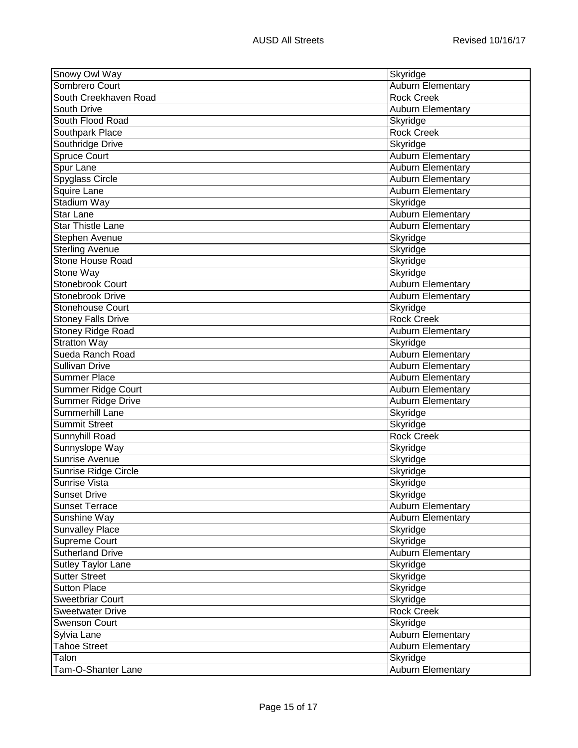| Snowy Owl Way | Skyridge |
|---|---|
| Sombrero Court | Auburn Elementary |
| South Creekhaven Road | Rock Creek |
| South Drive | Auburn Elementary |
| South Flood Road | Skyridge |
| Southpark Place | Rock Creek |
| Southridge Drive | Skyridge |
| Spruce Court | Auburn Elementary |
| Spur Lane | Auburn Elementary |
| Spyglass Circle | Auburn Elementary |
| Squire Lane | Auburn Elementary |
| Stadium Way | Skyridge |
| Star Lane | Auburn Elementary |
| Star Thistle Lane | Auburn Elementary |
| Stephen Avenue | Skyridge |
| Sterling Avenue | Skyridge |
| Stone House Road | Skyridge |
| Stone Way | Skyridge |
| Stonebrook Court | Auburn Elementary |
| Stonebrook Drive | Auburn Elementary |
| Stonehouse Court | Skyridge |
| Stoney Falls Drive | Rock Creek |
| Stoney Ridge Road | Auburn Elementary |
| Stratton Way | Skyridge |
| Sueda Ranch Road | Auburn Elementary |
| Sullivan Drive | Auburn Elementary |
| Summer Place | Auburn Elementary |
| Summer Ridge Court | Auburn Elementary |
| Summer Ridge Drive | Auburn Elementary |
| Summerhill Lane | Skyridge |
| Summit Street | Skyridge |
| Sunnyhill Road | Rock Creek |
| Sunnyslope Way | Skyridge |
| Sunrise Avenue | Skyridge |
| Sunrise Ridge Circle | Skyridge |
| Sunrise Vista | Skyridge |
| Sunset Drive | Skyridge |
| Sunset Terrace | Auburn Elementary |
| Sunshine Way | Auburn Elementary |
| Sunvalley Place | Skyridge |
| Supreme Court | Skyridge |
| Sutherland Drive | Auburn Elementary |
| Sutley Taylor Lane | Skyridge |
| Sutter Street | Skyridge |
| Sutton Place | Skyridge |
| Sweetbriar Court | Skyridge |
| Sweetwater Drive | Rock Creek |
| Swenson Court | Skyridge |
| Sylvia Lane | Auburn Elementary |
| Tahoe Street | Auburn Elementary |
| Talon | Skyridge |
| Tam-O-Shanter Lane | Auburn Elementary |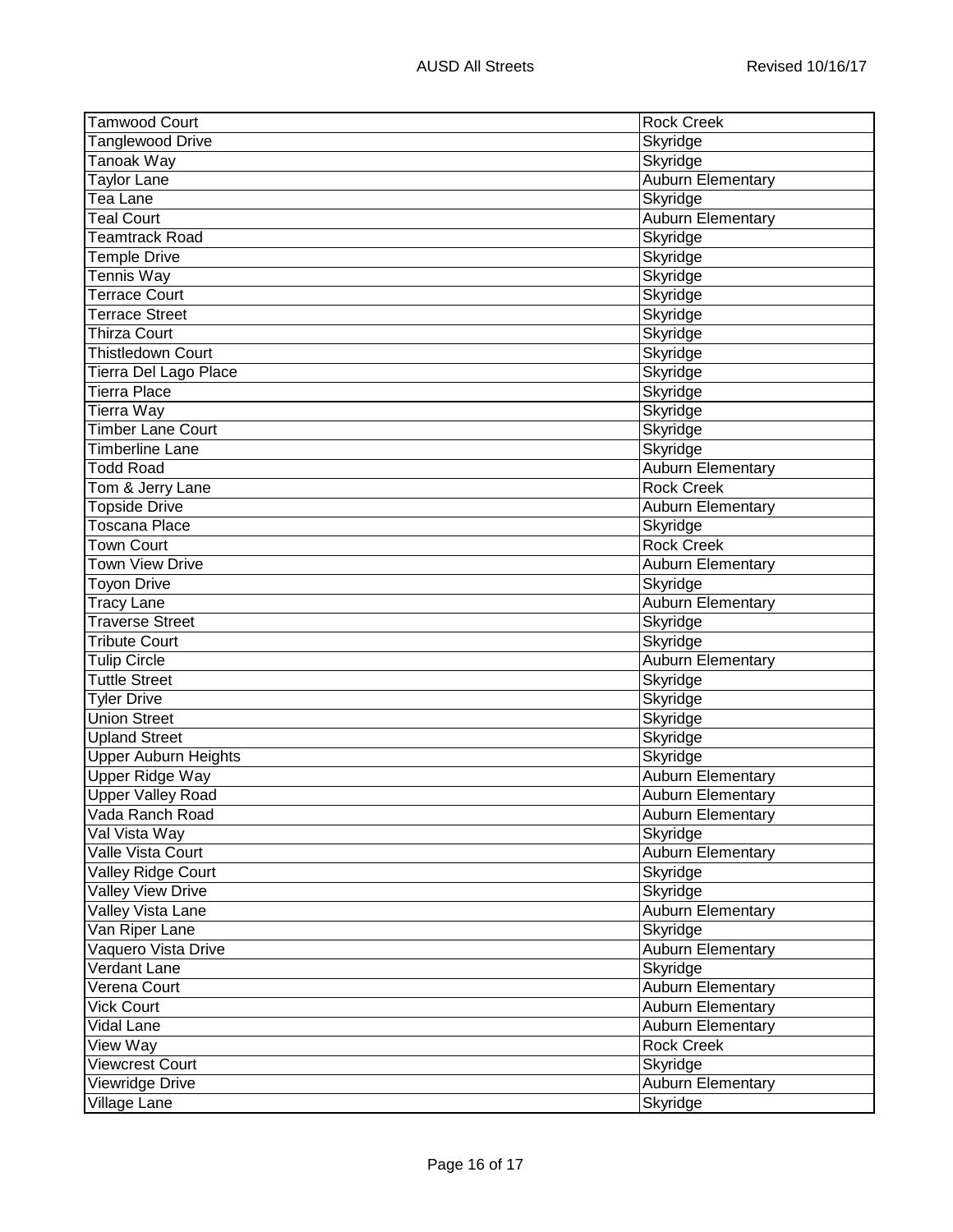| | |
|---|---|
| Tamwood Court | Rock Creek |
| Tanglewood Drive | Skyridge |
| Tanoak Way | Skyridge |
| Taylor Lane | Auburn Elementary |
| Tea Lane | Skyridge |
| Teal Court | Auburn Elementary |
| Teamtrack Road | Skyridge |
| Temple Drive | Skyridge |
| Tennis Way | Skyridge |
| Terrace Court | Skyridge |
| Terrace Street | Skyridge |
| Thirza Court | Skyridge |
| Thistledown Court | Skyridge |
| Tierra Del Lago Place | Skyridge |
| Tierra Place | Skyridge |
| Tierra Way | Skyridge |
| Timber Lane Court | Skyridge |
| Timberline Lane | Skyridge |
| Todd Road | Auburn Elementary |
| Tom & Jerry Lane | Rock Creek |
| Topside Drive | Auburn Elementary |
| Toscana Place | Skyridge |
| Town Court | Rock Creek |
| Town View Drive | Auburn Elementary |
| Toyon Drive | Skyridge |
| Tracy Lane | Auburn Elementary |
| Traverse Street | Skyridge |
| Tribute Court | Skyridge |
| Tulip Circle | Auburn Elementary |
| Tuttle Street | Skyridge |
| Tyler Drive | Skyridge |
| Union Street | Skyridge |
| Upland Street | Skyridge |
| Upper Auburn Heights | Skyridge |
| Upper Ridge Way | Auburn Elementary |
| Upper Valley Road | Auburn Elementary |
| Vada Ranch Road | Auburn Elementary |
| Val Vista Way | Skyridge |
| Valle Vista Court | Auburn Elementary |
| Valley Ridge Court | Skyridge |
| Valley View Drive | Skyridge |
| Valley Vista Lane | Auburn Elementary |
| Van Riper Lane | Skyridge |
| Vaquero Vista Drive | Auburn Elementary |
| Verdant Lane | Skyridge |
| Verena Court | Auburn Elementary |
| Vick Court | Auburn Elementary |
| Vidal Lane | Auburn Elementary |
| View Way | Rock Creek |
| Viewcrest Court | Skyridge |
| Viewridge Drive | Auburn Elementary |
| Village Lane | Skyridge |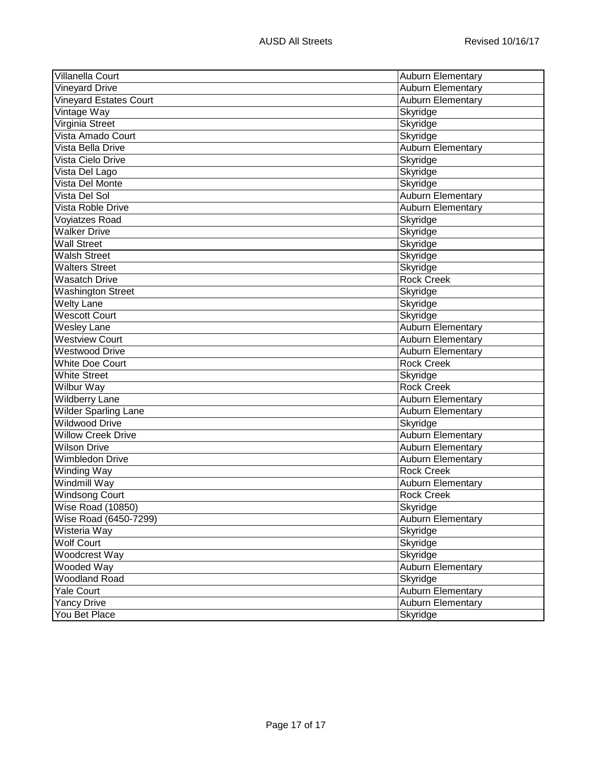| | |
|---|---|
| Villanella Court | Auburn Elementary |
| Vineyard Drive | Auburn Elementary |
| Vineyard Estates Court | Auburn Elementary |
| Vintage Way | Skyridge |
| Virginia Street | Skyridge |
| Vista Amado Court | Skyridge |
| Vista Bella Drive | Auburn Elementary |
| Vista Cielo Drive | Skyridge |
| Vista Del Lago | Skyridge |
| Vista Del Monte | Skyridge |
| Vista Del Sol | Auburn Elementary |
| Vista Roble Drive | Auburn Elementary |
| Voyiatzes Road | Skyridge |
| Walker Drive | Skyridge |
| Wall Street | Skyridge |
| Walsh Street | Skyridge |
| Walters Street | Skyridge |
| Wasatch Drive | Rock Creek |
| Washington Street | Skyridge |
| Welty Lane | Skyridge |
| Wescott Court | Skyridge |
| Wesley Lane | Auburn Elementary |
| Westview Court | Auburn Elementary |
| Westwood Drive | Auburn Elementary |
| White Doe Court | Rock Creek |
| White Street | Skyridge |
| Wilbur Way | Rock Creek |
| Wildberry Lane | Auburn Elementary |
| Wilder Sparling Lane | Auburn Elementary |
| Wildwood Drive | Skyridge |
| Willow Creek Drive | Auburn Elementary |
| Wilson Drive | Auburn Elementary |
| Wimbledon Drive | Auburn Elementary |
| Winding Way | Rock Creek |
| Windmill Way | Auburn Elementary |
| Windsong Court | Rock Creek |
| Wise Road (10850) | Skyridge |
| Wise Road (6450-7299) | Auburn Elementary |
| Wisteria Way | Skyridge |
| Wolf Court | Skyridge |
| Woodcrest Way | Skyridge |
| Wooded Way | Auburn Elementary |
| Woodland Road | Skyridge |
| Yale Court | Auburn Elementary |
| Yancy Drive | Auburn Elementary |
| You Bet Place | Skyridge |